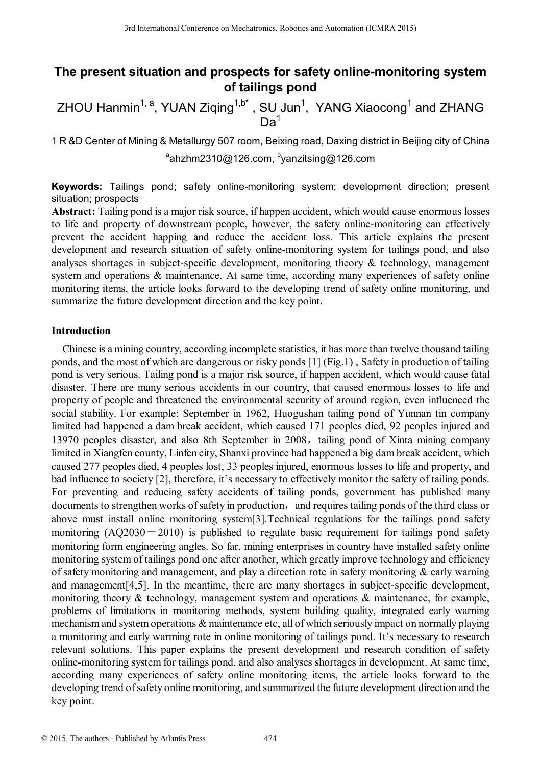# The present situation and prospects for safety online-monitoring system of tailings pond

ZHOU Hanmin[1, a], YUAN Ziqing[1,b*], SU Jun[1], YANG Xiaocong[1] and ZHANG Da[1]

1 R &D Center of Mining & Metallurgy 507 room, Beixing road, Daxing district in Beijing city of China

[a]ahzhm2310@126.com, [b]yanzitsing@126.com

**Keywords:** Tailings pond; safety online-monitoring system; development direction; present situation; prospects

**Abstract:** Tailing pond is a major risk source, if happen accident, which would cause enormous losses to life and property of downstream people, however, the safety online-monitoring can effectively prevent the accident happing and reduce the accident loss. This article explains the present development and research situation of safety online-monitoring system for tailings pond, and also analyses shortages in subject-specific development, monitoring theory & technology, management system and operations & maintenance. At same time, according many experiences of safety online monitoring items, the article looks forward to the developing trend of safety online monitoring, and summarize the future development direction and the key point.

## Introduction

Chinese is a mining country, according incomplete statistics, it has more than twelve thousand tailing ponds, and the most of which are dangerous or risky ponds [1] (Fig.1) , Safety in production of tailing pond is very serious. Tailing pond is a major risk source, if happen accident, which would cause fatal disaster. There are many serious accidents in our country, that caused enormous losses to life and property of people and threatened the environmental security of around region, even influenced the social stability. For example: September in 1962, Huogushan tailing pond of Yunnan tin company limited had happened a dam break accident, which caused 171 peoples died, 92 peoples injured and 13970 peoples disaster, and also 8th September in 2008，tailing pond of Xinta mining company limited in Xiangfen county, Linfen city, Shanxi province had happened a big dam break accident, which caused 277 peoples died, 4 peoples lost, 33 peoples injured, enormous losses to life and property, and bad influence to society [2], therefore, it's necessary to effectively monitor the safety of tailing ponds. For preventing and reducing safety accidents of tailing ponds, government has published many documents to strengthen works of safety in production，and requires tailing ponds of the third class or above must install online monitoring system[3].Technical regulations for the tailings pond safety monitoring (AQ2030－2010) is published to regulate basic requirement for tailings pond safety monitoring form engineering angles. So far, mining enterprises in country have installed safety online monitoring system of tailings pond one after another, which greatly improve technology and efficiency of safety monitoring and management, and play a direction rote in safety monitoring & early warning and management[4,5]. In the meantime, there are many shortages in subject-specific development, monitoring theory & technology, management system and operations & maintenance, for example, problems of limitations in monitoring methods, system building quality, integrated early warning mechanism and system operations & maintenance etc, all of which seriously impact on normally playing a monitoring and early warming rote in online monitoring of tailings pond. It's necessary to research relevant solutions. This paper explains the present development and research condition of safety online-monitoring system for tailings pond, and also analyses shortages in development. At same time, according many experiences of safety online monitoring items, the article looks forward to the developing trend of safety online monitoring, and summarized the future development direction and the key point.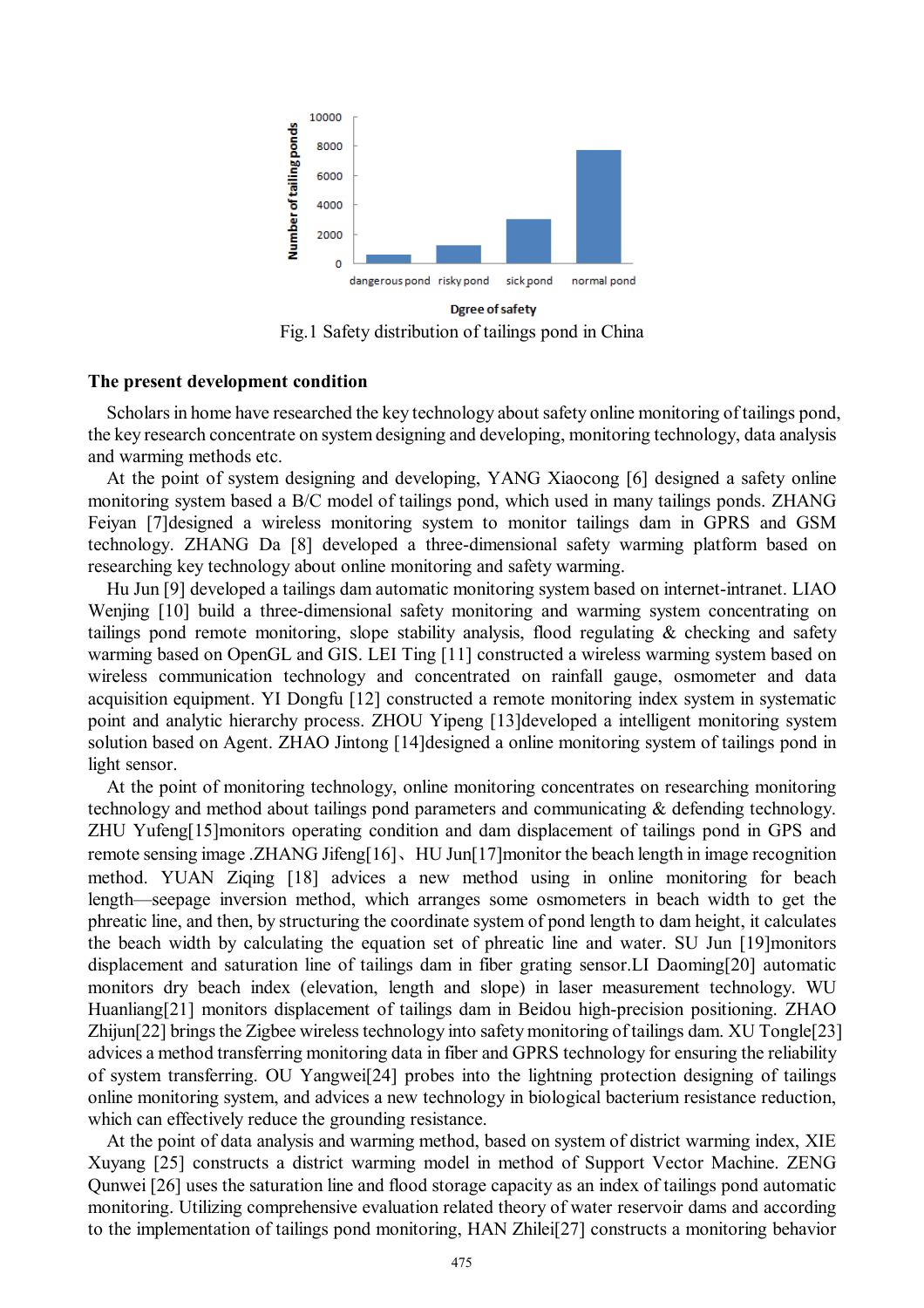Fig.1 Safety distribution of tailings pond in China

## The present development condition

Scholars in home have researched the key technology about safety online monitoring of tailings pond, the key research concentrate on system designing and developing, monitoring technology, data analysis and warming methods etc.

At the point of system designing and developing, YANG Xiaocong [6] designed a safety online monitoring system based a B/C model of tailings pond, which used in many tailings ponds. ZHANG Feiyan [7]designed a wireless monitoring system to monitor tailings dam in GPRS and GSM technology. ZHANG Da [8] developed a three-dimensional safety warming platform based on researching key technology about online monitoring and safety warming.

Hu Jun [9] developed a tailings dam automatic monitoring system based on internet-intranet. LIAO Wenjing [10] build a three-dimensional safety monitoring and warming system concentrating on tailings pond remote monitoring, slope stability analysis, flood regulating & checking and safety warming based on OpenGL and GIS. LEI Ting [11] constructed a wireless warming system based on wireless communication technology and concentrated on rainfall gauge, osmometer and data acquisition equipment. YI Dongfu [12] constructed a remote monitoring index system in systematic point and analytic hierarchy process. ZHOU Yipeng [13]developed a intelligent monitoring system solution based on Agent. ZHAO Jintong [14]designed a online monitoring system of tailings pond in light sensor.

At the point of monitoring technology, online monitoring concentrates on researching monitoring technology and method about tailings pond parameters and communicating & defending technology. ZHU Yufeng[15]monitors operating condition and dam displacement of tailings pond in GPS and remote sensing image .ZHANG Jifeng[16]、HU Jun[17]monitor the beach length in image recognition method. YUAN Ziqing [18] advices a new method using in online monitoring for beach length—seepage inversion method, which arranges some osmometers in beach width to get the phreatic line, and then, by structuring the coordinate system of pond length to dam height, it calculates the beach width by calculating the equation set of phreatic line and water. SU Jun [19]monitors displacement and saturation line of tailings dam in fiber grating sensor.LI Daoming[20] automatic monitors dry beach index (elevation, length and slope) in laser measurement technology. WU Huanliang[21] monitors displacement of tailings dam in Beidou high-precision positioning. ZHAO Zhijun[22] brings the Zigbee wireless technology into safety monitoring of tailings dam. XU Tongle[23] advices a method transferring monitoring data in fiber and GPRS technology for ensuring the reliability of system transferring. OU Yangwei[24] probes into the lightning protection designing of tailings online monitoring system, and advices a new technology in biological bacterium resistance reduction, which can effectively reduce the grounding resistance.

At the point of data analysis and warming method, based on system of district warming index, XIE Xuyang [25] constructs a district warming model in method of Support Vector Machine. ZENG Qunwei [26] uses the saturation line and flood storage capacity as an index of tailings pond automatic monitoring. Utilizing comprehensive evaluation related theory of water reservoir dams and according to the implementation of tailings pond monitoring, HAN Zhilei[27] constructs a monitoring behavior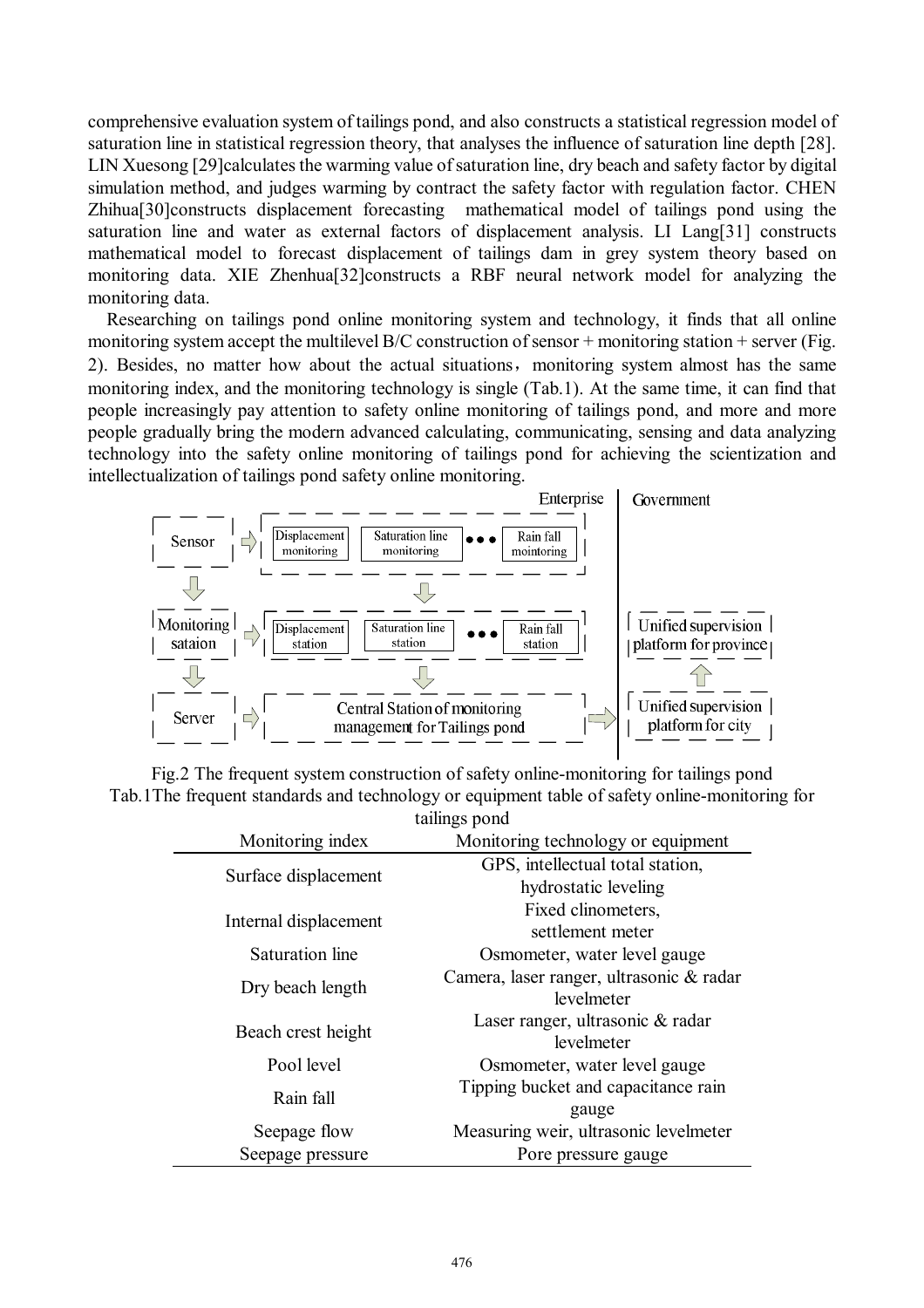comprehensive evaluation system of tailings pond, and also constructs a statistical regression model of saturation line in statistical regression theory, that analyses the influence of saturation line depth [28]. LIN Xuesong [29]calculates the warming value of saturation line, dry beach and safety factor by digital simulation method, and judges warming by contract the safety factor with regulation factor. CHEN Zhihua[30]constructs displacement forecasting mathematical model of tailings pond using the saturation line and water as external factors of displacement analysis. LI Lang[31] constructs mathematical model to forecast displacement of tailings dam in grey system theory based on monitoring data. XIE Zhenhua[32]constructs a RBF neural network model for analyzing the monitoring data.

Researching on tailings pond online monitoring system and technology, it finds that all online monitoring system accept the multilevel B/C construction of sensor + monitoring station + server (Fig. 2). Besides, no matter how about the actual situations，monitoring system almost has the same monitoring index, and the monitoring technology is single (Tab.1). At the same time, it can find that people increasingly pay attention to safety online monitoring of tailings pond, and more and more people gradually bring the modern advanced calculating, communicating, sensing and data analyzing technology into the safety online monitoring of tailings pond for achieving the scientization and intellectualization of tailings pond safety online monitoring.

Enterprise | Government

Sensor → Displacement monitoring | Saturation line monitoring | ••• | Rain fall mointoring

Monitoring sataion → Displacement station | Saturation line station | ••• | Rain fall station — Unified supervision platform for province

Server → Central Station of monitoring management for Tailings pond → Unified supervision platform for city

Fig.2 The frequent system construction of safety online-monitoring for tailings pond

Tab.1The frequent standards and technology or equipment table of safety online-monitoring for tailings pond

| Monitoring index | Monitoring technology or equipment |
| --- | --- |
| Surface displacement | GPS, intellectual total station, hydrostatic leveling |
| Internal displacement | Fixed clinometers, settlement meter |
| Saturation line | Osmometer, water level gauge |
| Dry beach length | Camera, laser ranger, ultrasonic & radar levelmeter |
| Beach crest height | Laser ranger, ultrasonic & radar levelmeter |
| Pool level | Osmometer, water level gauge |
| Rain fall | Tipping bucket and capacitance rain gauge |
| Seepage flow | Measuring weir, ultrasonic levelmeter |
| Seepage pressure | Pore pressure gauge |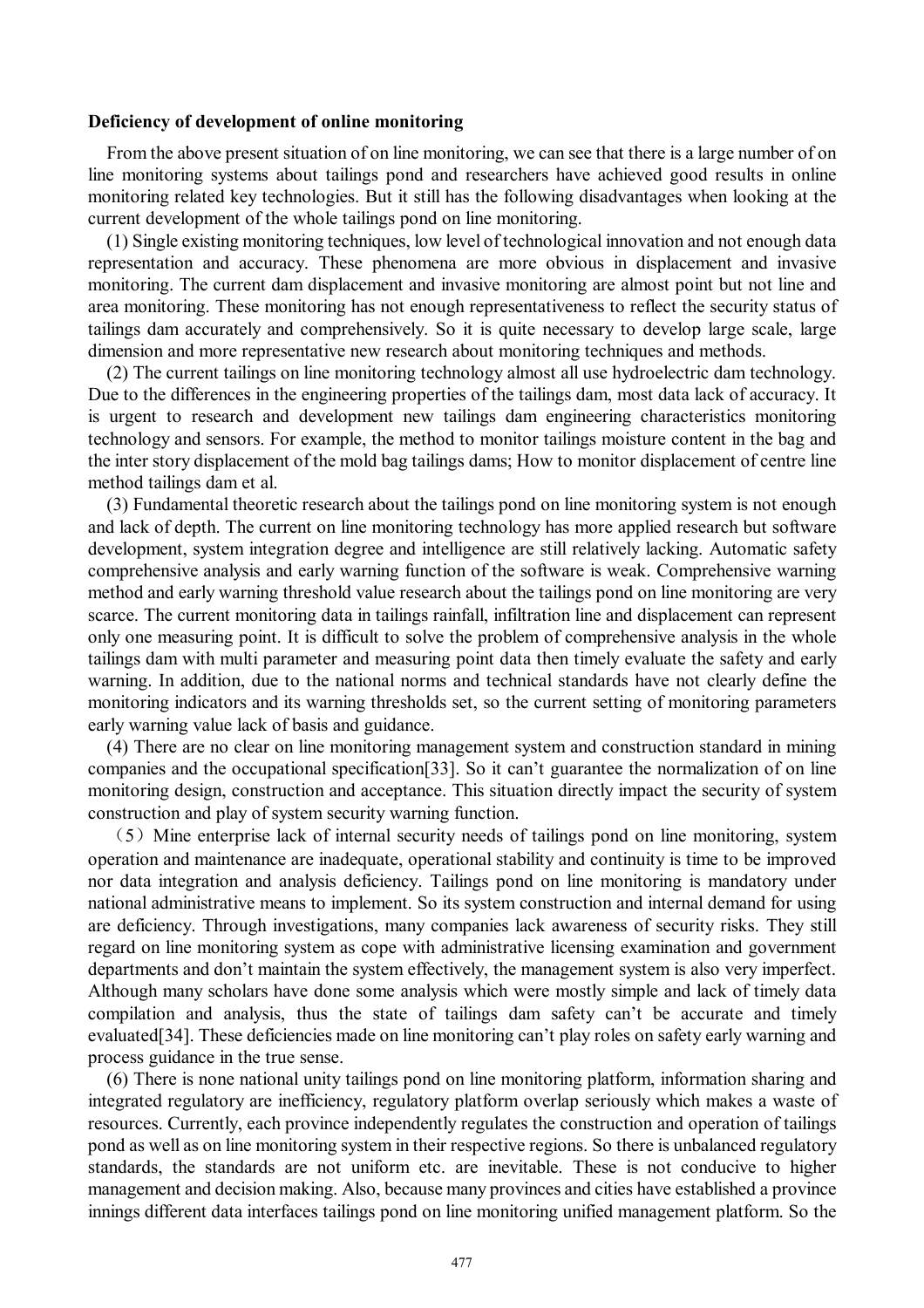**Deficiency of development of online monitoring**

From the above present situation of on line monitoring, we can see that there is a large number of on line monitoring systems about tailings pond and researchers have achieved good results in online monitoring related key technologies. But it still has the following disadvantages when looking at the current development of the whole tailings pond on line monitoring.

(1) Single existing monitoring techniques, low level of technological innovation and not enough data representation and accuracy. These phenomena are more obvious in displacement and invasive monitoring. The current dam displacement and invasive monitoring are almost point but not line and area monitoring. These monitoring has not enough representativeness to reflect the security status of tailings dam accurately and comprehensively. So it is quite necessary to develop large scale, large dimension and more representative new research about monitoring techniques and methods.

(2) The current tailings on line monitoring technology almost all use hydroelectric dam technology. Due to the differences in the engineering properties of the tailings dam, most data lack of accuracy. It is urgent to research and development new tailings dam engineering characteristics monitoring technology and sensors. For example, the method to monitor tailings moisture content in the bag and the inter story displacement of the mold bag tailings dams; How to monitor displacement of centre line method tailings dam et al.

(3) Fundamental theoretic research about the tailings pond on line monitoring system is not enough and lack of depth. The current on line monitoring technology has more applied research but software development, system integration degree and intelligence are still relatively lacking. Automatic safety comprehensive analysis and early warning function of the software is weak. Comprehensive warning method and early warning threshold value research about the tailings pond on line monitoring are very scarce. The current monitoring data in tailings rainfall, infiltration line and displacement can represent only one measuring point. It is difficult to solve the problem of comprehensive analysis in the whole tailings dam with multi parameter and measuring point data then timely evaluate the safety and early warning. In addition, due to the national norms and technical standards have not clearly define the monitoring indicators and its warning thresholds set, so the current setting of monitoring parameters early warning value lack of basis and guidance.

(4) There are no clear on line monitoring management system and construction standard in mining companies and the occupational specification[33]. So it can't guarantee the normalization of on line monitoring design, construction and acceptance. This situation directly impact the security of system construction and play of system security warning function.

（5）Mine enterprise lack of internal security needs of tailings pond on line monitoring, system operation and maintenance are inadequate, operational stability and continuity is time to be improved nor data integration and analysis deficiency. Tailings pond on line monitoring is mandatory under national administrative means to implement. So its system construction and internal demand for using are deficiency. Through investigations, many companies lack awareness of security risks. They still regard on line monitoring system as cope with administrative licensing examination and government departments and don't maintain the system effectively, the management system is also very imperfect. Although many scholars have done some analysis which were mostly simple and lack of timely data compilation and analysis, thus the state of tailings dam safety can't be accurate and timely evaluated[34]. These deficiencies made on line monitoring can't play roles on safety early warning and process guidance in the true sense.

(6) There is none national unity tailings pond on line monitoring platform, information sharing and integrated regulatory are inefficiency, regulatory platform overlap seriously which makes a waste of resources. Currently, each province independently regulates the construction and operation of tailings pond as well as on line monitoring system in their respective regions. So there is unbalanced regulatory standards, the standards are not uniform etc. are inevitable. These is not conducive to higher management and decision making. Also, because many provinces and cities have established a province innings different data interfaces tailings pond on line monitoring unified management platform. So the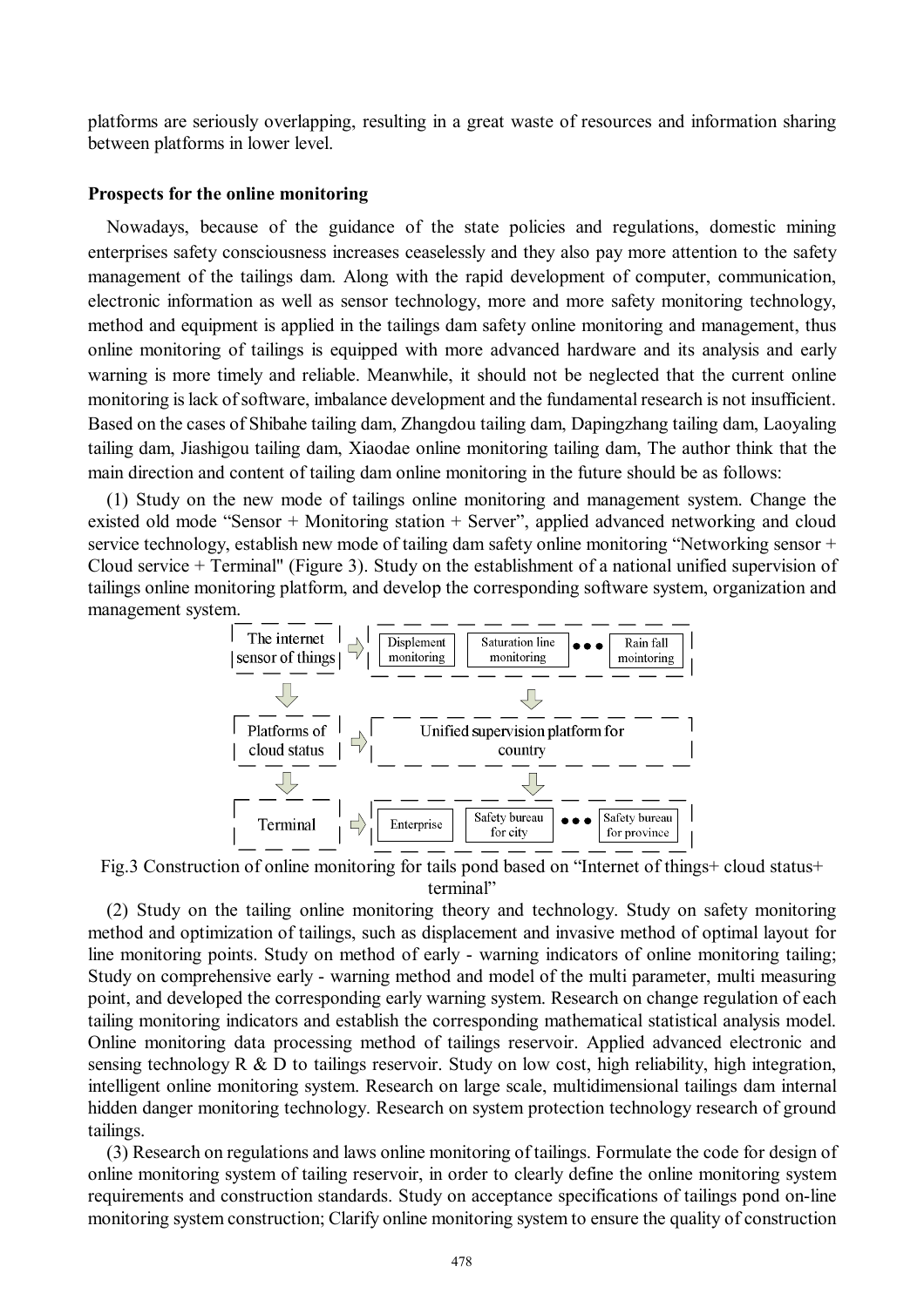platforms are seriously overlapping, resulting in a great waste of resources and information sharing between platforms in lower level.

**Prospects for the online monitoring**

Nowadays, because of the guidance of the state policies and regulations, domestic mining enterprises safety consciousness increases ceaselessly and they also pay more attention to the safety management of the tailings dam. Along with the rapid development of computer, communication, electronic information as well as sensor technology, more and more safety monitoring technology, method and equipment is applied in the tailings dam safety online monitoring and management, thus online monitoring of tailings is equipped with more advanced hardware and its analysis and early warning is more timely and reliable. Meanwhile, it should not be neglected that the current online monitoring is lack of software, imbalance development and the fundamental research is not insufficient. Based on the cases of Shibahe tailing dam, Zhangdou tailing dam, Dapingzhang tailing dam, Laoyaling tailing dam, Jiashigou tailing dam, Xiaodae online monitoring tailing dam, The author think that the main direction and content of tailing dam online monitoring in the future should be as follows:

(1) Study on the new mode of tailings online monitoring and management system. Change the existed old mode "Sensor + Monitoring station + Server", applied advanced networking and cloud service technology, establish new mode of tailing dam safety online monitoring "Networking sensor + Cloud service + Terminal" (Figure 3). Study on the establishment of a national unified supervision of tailings online monitoring platform, and develop the corresponding software system, organization and management system.

The internet sensor of things → Displement monitoring | Saturation line monitoring | ... | Rain fall mointoring

Platforms of cloud status → Unified supervision platform for country

Terminal → Enterprise | Safety bureau for city | ... | Safety bureau for province

Fig.3 Construction of online monitoring for tails pond based on "Internet of things+ cloud status+ terminal"

(2) Study on the tailing online monitoring theory and technology. Study on safety monitoring method and optimization of tailings, such as displacement and invasive method of optimal layout for line monitoring points. Study on method of early - warning indicators of online monitoring tailing; Study on comprehensive early - warning method and model of the multi parameter, multi measuring point, and developed the corresponding early warning system. Research on change regulation of each tailing monitoring indicators and establish the corresponding mathematical statistical analysis model. Online monitoring data processing method of tailings reservoir. Applied advanced electronic and sensing technology R & D to tailings reservoir. Study on low cost, high reliability, high integration, intelligent online monitoring system. Research on large scale, multidimensional tailings dam internal hidden danger monitoring technology. Research on system protection technology research of ground tailings.

(3) Research on regulations and laws online monitoring of tailings. Formulate the code for design of online monitoring system of tailing reservoir, in order to clearly define the online monitoring system requirements and construction standards. Study on acceptance specifications of tailings pond on-line monitoring system construction; Clarify online monitoring system to ensure the quality of construction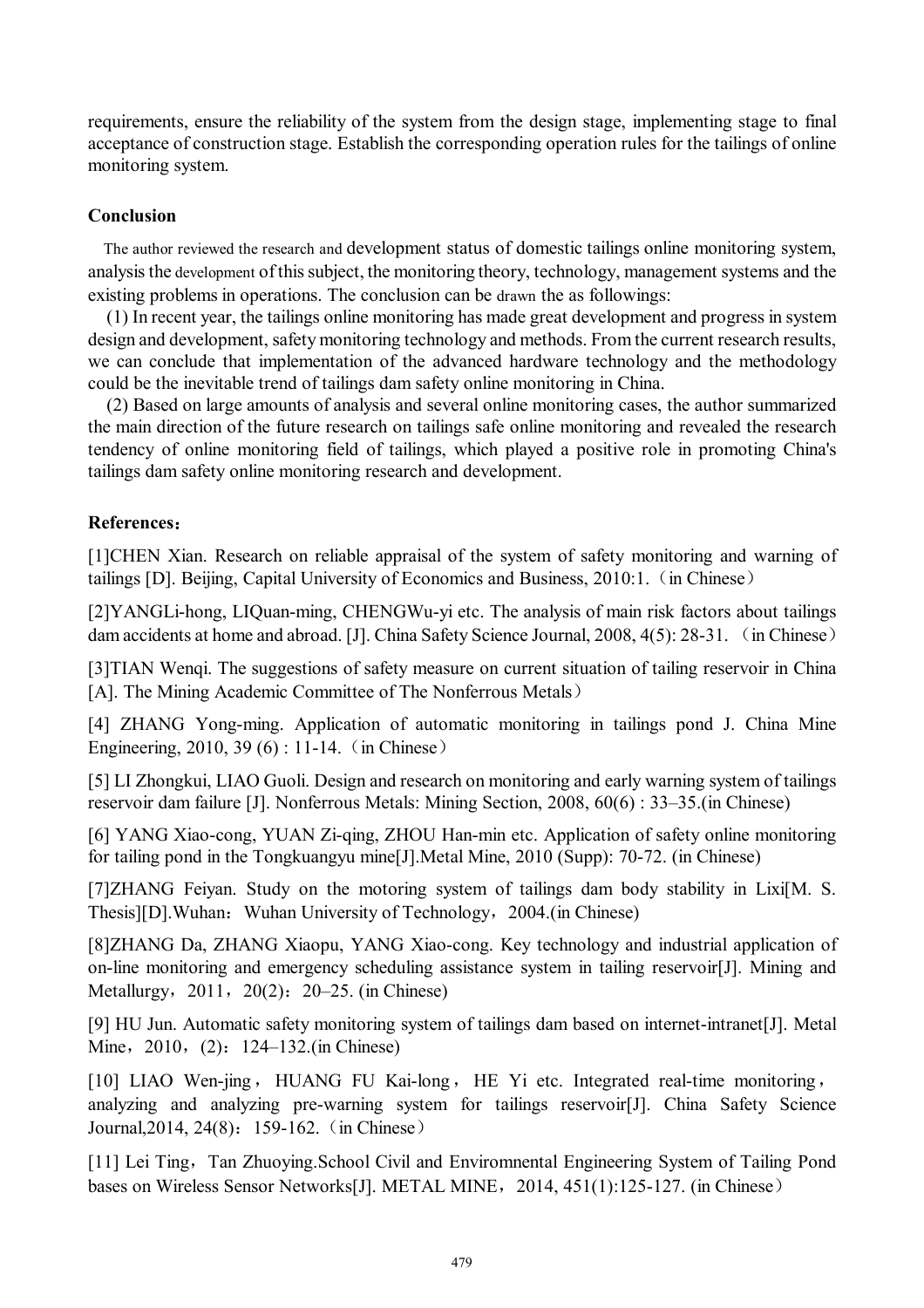requirements, ensure the reliability of the system from the design stage, implementing stage to final acceptance of construction stage. Establish the corresponding operation rules for the tailings of online monitoring system.

## Conclusion

The author reviewed the research and development status of domestic tailings online monitoring system, analysis the development of this subject, the monitoring theory, technology, management systems and the existing problems in operations. The conclusion can be drawn the as followings:

(1) In recent year, the tailings online monitoring has made great development and progress in system design and development, safety monitoring technology and methods. From the current research results, we can conclude that implementation of the advanced hardware technology and the methodology could be the inevitable trend of tailings dam safety online monitoring in China.

(2) Based on large amounts of analysis and several online monitoring cases, the author summarized the main direction of the future research on tailings safe online monitoring and revealed the research tendency of online monitoring field of tailings, which played a positive role in promoting China's tailings dam safety online monitoring research and development.

## References:

[1]CHEN Xian. Research on reliable appraisal of the system of safety monitoring and warning of tailings [D]. Beijing, Capital University of Economics and Business, 2010:1.（in Chinese）

[2]YANGLi-hong, LIQuan-ming, CHENGWu-yi etc. The analysis of main risk factors about tailings dam accidents at home and abroad. [J]. China Safety Science Journal, 2008, 4(5): 28-31. （in Chinese）

[3]TIAN Wenqi. The suggestions of safety measure on current situation of tailing reservoir in China [A]. The Mining Academic Committee of The Nonferrous Metals）

[4] ZHANG Yong-ming. Application of automatic monitoring in tailings pond J. China Mine Engineering, 2010, 39 (6) : 11-14.（in Chinese）

[5] LI Zhongkui, LIAO Guoli. Design and research on monitoring and early warning system of tailings reservoir dam failure [J]. Nonferrous Metals: Mining Section, 2008, 60(6) : 33–35.(in Chinese)

[6] YANG Xiao-cong, YUAN Zi-qing, ZHOU Han-min etc. Application of safety online monitoring for tailing pond in the Tongkuangyu mine[J].Metal Mine, 2010 (Supp): 70-72. (in Chinese)

[7]ZHANG Feiyan. Study on the motoring system of tailings dam body stability in Lixi[M. S. Thesis][D].Wuhan：Wuhan University of Technology，2004.(in Chinese)

[8]ZHANG Da, ZHANG Xiaopu, YANG Xiao-cong. Key technology and industrial application of on-line monitoring and emergency scheduling assistance system in tailing reservoir[J]. Mining and Metallurgy，2011，20(2)：20–25. (in Chinese)

[9] HU Jun. Automatic safety monitoring system of tailings dam based on internet-intranet[J]. Metal Mine，2010，(2)：124–132.(in Chinese)

[10] LIAO Wen-jing，HUANG FU Kai-long，HE Yi etc. Integrated real-time monitoring，analyzing and analyzing pre-warning system for tailings reservoir[J]. China Safety Science Journal,2014, 24(8)：159-162.（in Chinese）

[11] Lei Ting，Tan Zhuoying.School Civil and Enviromnental Engineering System of Tailing Pond bases on Wireless Sensor Networks[J]. METAL MINE，2014, 451(1):125-127. (in Chinese）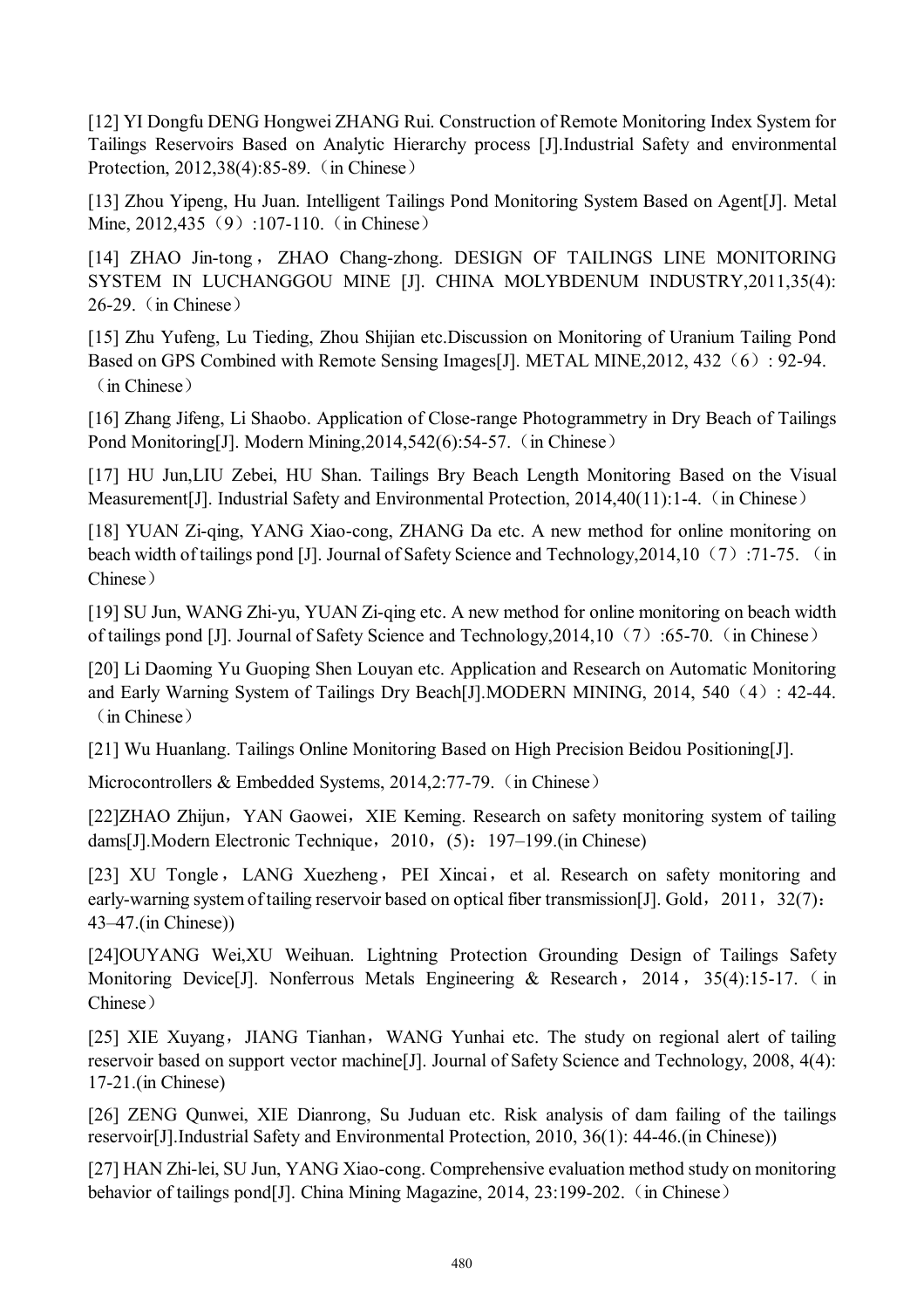[12] YI Dongfu DENG Hongwei ZHANG Rui. Construction of Remote Monitoring Index System for Tailings Reservoirs Based on Analytic Hierarchy process [J].Industrial Safety and environmental Protection, 2012,38(4):85-89.（in Chinese）

[13] Zhou Yipeng, Hu Juan. Intelligent Tailings Pond Monitoring System Based on Agent[J]. Metal Mine, 2012,435（9）:107-110.（in Chinese）

[14] ZHAO Jin-tong，ZHAO Chang-zhong. DESIGN OF TAILINGS LINE MONITORING SYSTEM IN LUCHANGGOU MINE [J]. CHINA MOLYBDENUM INDUSTRY,2011,35(4): 26-29.（in Chinese）

[15] Zhu Yufeng, Lu Tieding, Zhou Shijian etc.Discussion on Monitoring of Uranium Tailing Pond Based on GPS Combined with Remote Sensing Images[J]. METAL MINE,2012, 432（6）: 92-94.（in Chinese）

[16] Zhang Jifeng, Li Shaobo. Application of Close-range Photogrammetry in Dry Beach of Tailings Pond Monitoring[J]. Modern Mining,2014,542(6):54-57.（in Chinese）

[17] HU Jun,LIU Zebei, HU Shan. Tailings Bry Beach Length Monitoring Based on the Visual Measurement[J]. Industrial Safety and Environmental Protection, 2014,40(11):1-4.（in Chinese）

[18] YUAN Zi-qing, YANG Xiao-cong, ZHANG Da etc. A new method for online monitoring on beach width of tailings pond [J]. Journal of Safety Science and Technology,2014,10（7）:71-75.（in Chinese）

[19] SU Jun, WANG Zhi-yu, YUAN Zi-qing etc. A new method for online monitoring on beach width of tailings pond [J]. Journal of Safety Science and Technology,2014,10（7）:65-70.（in Chinese）

[20] Li Daoming Yu Guoping Shen Louyan etc. Application and Research on Automatic Monitoring and Early Warning System of Tailings Dry Beach[J].MODERN MINING, 2014, 540（4）: 42-44.（in Chinese）

[21] Wu Huanlang. Tailings Online Monitoring Based on High Precision Beidou Positioning[J].

Microcontrollers & Embedded Systems, 2014,2:77-79.（in Chinese）

[22]ZHAO Zhijun，YAN Gaowei，XIE Keming. Research on safety monitoring system of tailing dams[J].Modern Electronic Technique，2010，(5)：197–199.(in Chinese)

[23] XU Tongle，LANG Xuezheng，PEI Xincai，et al. Research on safety monitoring and early-warning system of tailing reservoir based on optical fiber transmission[J]. Gold，2011，32(7)：43–47.(in Chinese))

[24]OUYANG Wei,XU Weihuan. Lightning Protection Grounding Design of Tailings Safety Monitoring Device[J]. Nonferrous Metals Engineering & Research，2014，35(4):15-17.（in Chinese）

[25] XIE Xuyang，JIANG Tianhan，WANG Yunhai etc. The study on regional alert of tailing reservoir based on support vector machine[J]. Journal of Safety Science and Technology, 2008, 4(4): 17-21.(in Chinese)

[26] ZENG Qunwei, XIE Dianrong, Su Juduan etc. Risk analysis of dam failing of the tailings reservoir[J].Industrial Safety and Environmental Protection, 2010, 36(1): 44-46.(in Chinese))

[27] HAN Zhi-lei, SU Jun, YANG Xiao-cong. Comprehensive evaluation method study on monitoring behavior of tailings pond[J]. China Mining Magazine, 2014, 23:199-202.（in Chinese）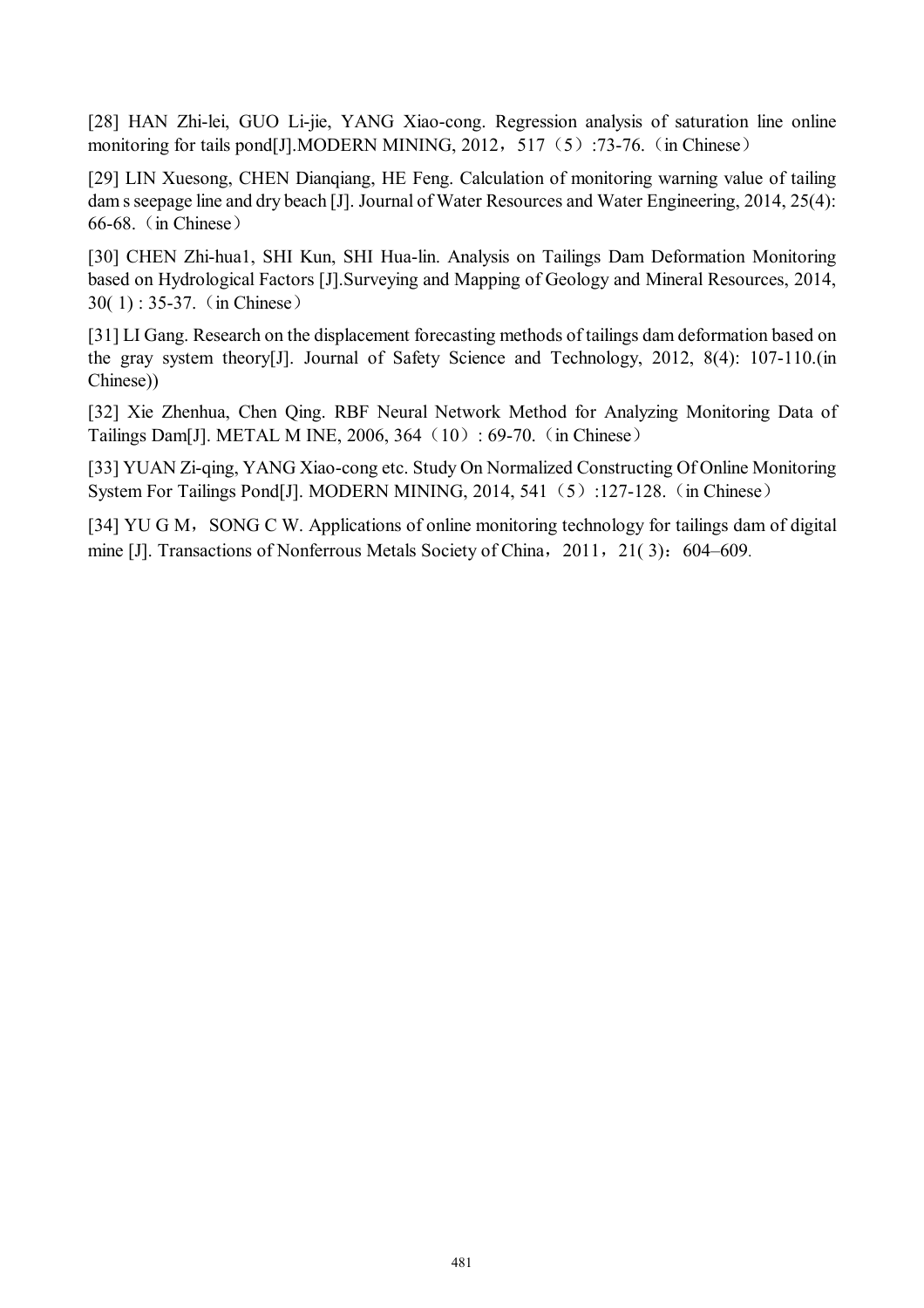[28] HAN Zhi-lei, GUO Li-jie, YANG Xiao-cong. Regression analysis of saturation line online monitoring for tails pond[J].MODERN MINING, 2012，517（5）:73-76.（in Chinese）

[29] LIN Xuesong, CHEN Dianqiang, HE Feng. Calculation of monitoring warning value of tailing dam s seepage line and dry beach [J]. Journal of Water Resources and Water Engineering, 2014, 25(4): 66-68.（in Chinese）

[30] CHEN Zhi-hua1, SHI Kun, SHI Hua-lin. Analysis on Tailings Dam Deformation Monitoring based on Hydrological Factors [J].Surveying and Mapping of Geology and Mineral Resources, 2014, 30( 1) : 35-37.（in Chinese）

[31] LI Gang. Research on the displacement forecasting methods of tailings dam deformation based on the gray system theory[J]. Journal of Safety Science and Technology, 2012, 8(4): 107-110.(in Chinese))

[32] Xie Zhenhua, Chen Qing. RBF Neural Network Method for Analyzing Monitoring Data of Tailings Dam[J]. METAL M INE, 2006, 364（10）: 69-70.（in Chinese）

[33] YUAN Zi-qing, YANG Xiao-cong etc. Study On Normalized Constructing Of Online Monitoring System For Tailings Pond[J]. MODERN MINING, 2014, 541（5）:127-128.（in Chinese）

[34] YU G M，SONG C W. Applications of online monitoring technology for tailings dam of digital mine [J]. Transactions of Nonferrous Metals Society of China，2011，21( 3)：604–609.